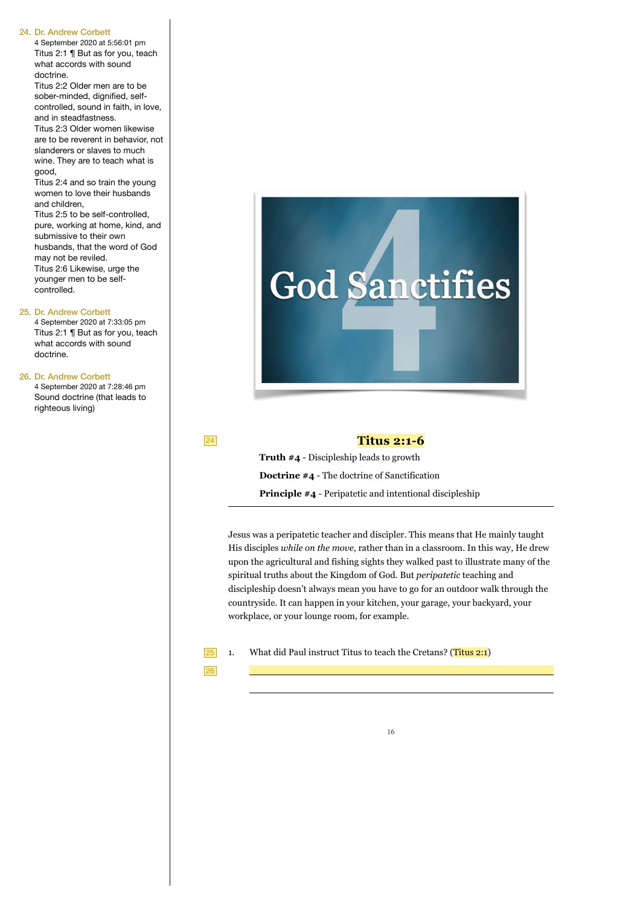24. Dr. Andrew Corbett
4 September 2020 at 5:56:01 pm
Titus 2:1 ¶ But as for you, teach what accords with sound doctrine.
Titus 2:2 Older men are to be sober-minded, dignified, self-controlled, sound in faith, in love, and in steadfastness.
Titus 2:3 Older women likewise are to be reverent in behavior, not slanderers or slaves to much wine. They are to teach what is good,
Titus 2:4 and so train the young women to love their husbands and children,
Titus 2:5 to be self-controlled, pure, working at home, kind, and submissive to their own husbands, that the word of God may not be reviled.
Titus 2:6 Likewise, urge the younger men to be self-controlled.

25. Dr. Andrew Corbett
4 September 2020 at 7:33:05 pm
Titus 2:1 ¶ But as for you, teach what accords with sound doctrine.

26. Dr. Andrew Corbett
4 September 2020 at 7:28:46 pm
Sound doctrine (that leads to righteous living)

---

God Sanctifies

## Titus 2:1-6

**Truth #4** - Discipleship leads to growth

**Doctrine #4** - The doctrine of Sanctification

**Principle #4** - Peripatetic and intentional discipleship

---

Jesus was a peripatetic teacher and discipler. This means that He mainly taught His disciples *while on the move*, rather than in a classroom. In this way, He drew upon the agricultural and fishing sights they walked past to illustrate many of the spiritual truths about the Kingdom of God. But *peripatetic* teaching and discipleship doesn't always mean you have to go for an outdoor walk through the countryside. It can happen in your kitchen, your garage, your backyard, your workplace, or your lounge room, for example.

1. What did Paul instruct Titus to teach the Cretans? (Titus 2:1)

______________________________

______________________________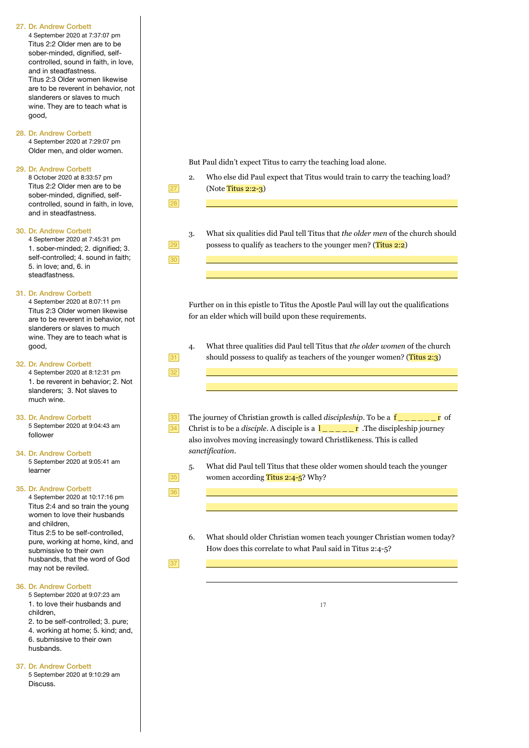But Paul didn't expect Titus to carry the teaching load alone.

2. Who else did Paul expect that Titus would train to carry the teaching load? (Note Titus 2:2-3)

3. What six qualities did Paul tell Titus that *the older men* of the church should possess to qualify as teachers to the younger men? (Titus 2:2)

Further on in this epistle to Titus the Apostle Paul will lay out the qualifications for an elder which will build upon these requirements.

4. What three qualities did Paul tell Titus that *the older women* of the church should possess to qualify as teachers of the younger women? (Titus 2:3)

The journey of Christian growth is called *discipleship*. To be a f _ _ _ _ _ _ r of Christ is to be a *disciple*. A disciple is a l _ _ _ _ _ r .The discipleship journey also involves moving increasingly toward Christlikeness. This is called *sanctification*.

5. What did Paul tell Titus that these older women should teach the younger women according Titus 2:4-5? Why?

6. What should older Christian women teach younger Christian women today? How does this correlate to what Paul said in Titus 2:4-5?

---

27. **Dr. Andrew Corbett**
4 September 2020 at 7:37:07 pm
Titus 2:2 Older men are to be sober-minded, dignified, self-controlled, sound in faith, in love, and in steadfastness.
Titus 2:3 Older women likewise are to be reverent in behavior, not slanderers or slaves to much wine. They are to teach what is good,

28. **Dr. Andrew Corbett**
4 September 2020 at 7:29:07 pm
Older men, and older women.

29. **Dr. Andrew Corbett**
8 October 2020 at 8:33:57 pm
Titus 2:2 Older men are to be sober-minded, dignified, self-controlled, sound in faith, in love, and in steadfastness.

30. **Dr. Andrew Corbett**
4 September 2020 at 7:45:31 pm
1. sober-minded; 2. dignified; 3. self-controlled; 4. sound in faith; 5. in love; and, 6. in steadfastness.

31. **Dr. Andrew Corbett**
4 September 2020 at 8:07:11 pm
Titus 2:3 Older women likewise are to be reverent in behavior, not slanderers or slaves to much wine. They are to teach what is good,

32. **Dr. Andrew Corbett**
4 September 2020 at 8:12:31 pm
1. be reverent in behavior; 2. Not slanderers; 3. Not slaves to much wine.

33. **Dr. Andrew Corbett**
5 September 2020 at 9:04:43 am
follower

34. **Dr. Andrew Corbett**
5 September 2020 at 9:05:41 am
learner

35. **Dr. Andrew Corbett**
4 September 2020 at 10:17:16 pm
Titus 2:4 and so train the young women to love their husbands and children,
Titus 2:5 to be self-controlled, pure, working at home, kind, and submissive to their own husbands, that the word of God may not be reviled.

36. **Dr. Andrew Corbett**
5 September 2020 at 9:07:23 am
1. to love their husbands and children,
2. to be self-controlled; 3. pure; 4. working at home; 5. kind; and, 6. submissive to their own husbands.

37. **Dr. Andrew Corbett**
5 September 2020 at 9:10:29 am
Discuss.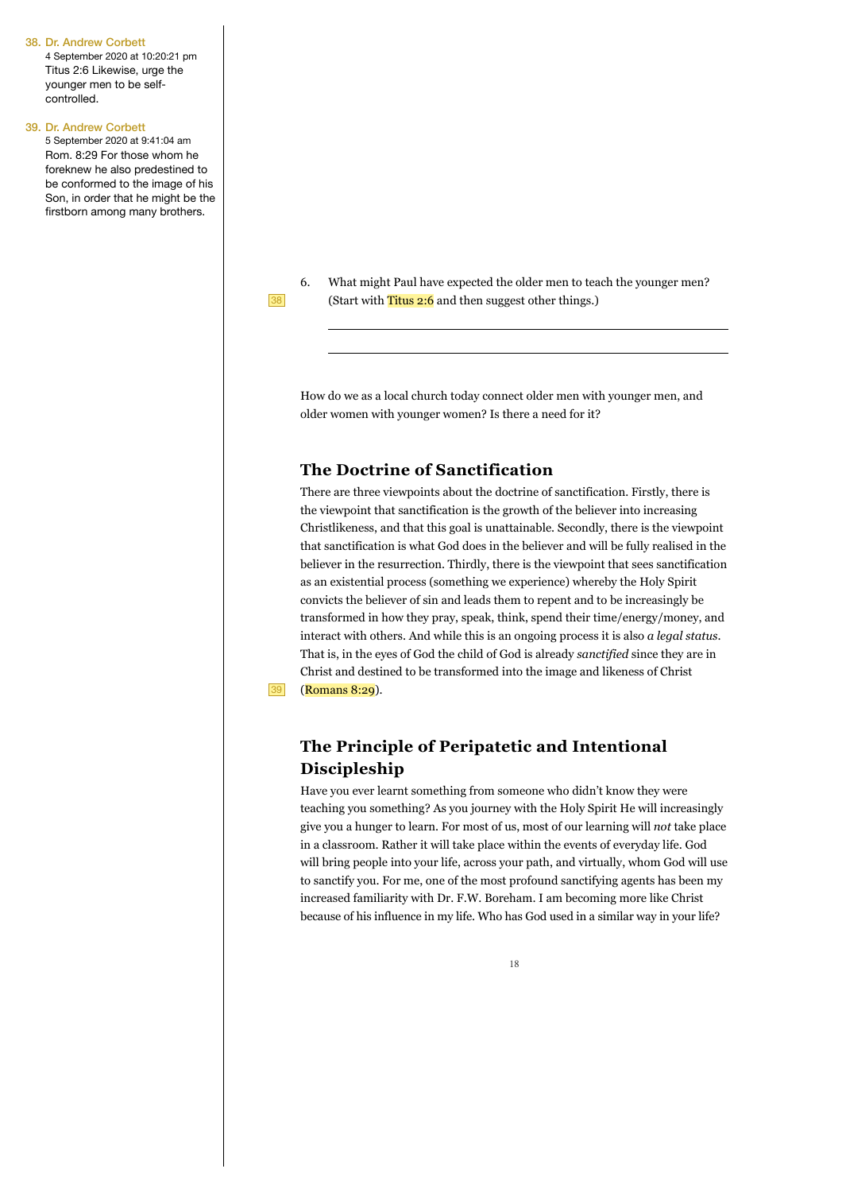38. Dr. Andrew Corbett
4 September 2020 at 10:20:21 pm
Titus 2:6 Likewise, urge the younger men to be self-controlled.

39. Dr. Andrew Corbett
5 September 2020 at 9:41:04 am
Rom. 8:29 For those whom he foreknew he also predestined to be conformed to the image of his Son, in order that he might be the firstborn among many brothers.

6. What might Paul have expected the older men to teach the younger men? [38] (Start with Titus 2:6 and then suggest other things.)

\_\_\_\_\_\_\_\_\_\_\_\_\_\_\_\_\_\_\_\_\_\_\_\_\_\_\_\_\_\_\_\_\_\_\_\_\_\_\_\_\_\_\_\_\_\_\_\_\_\_\_\_\_\_\_\_

\_\_\_\_\_\_\_\_\_\_\_\_\_\_\_\_\_\_\_\_\_\_\_\_\_\_\_\_\_\_\_\_\_\_\_\_\_\_\_\_\_\_\_\_\_\_\_\_\_\_\_\_\_\_\_\_

How do we as a local church today connect older men with younger men, and older women with younger women? Is there a need for it?

## The Doctrine of Sanctification

There are three viewpoints about the doctrine of sanctification. Firstly, there is the viewpoint that sanctification is the growth of the believer into increasing Christlikeness, and that this goal is unattainable. Secondly, there is the viewpoint that sanctification is what God does in the believer and will be fully realised in the believer in the resurrection. Thirdly, there is the viewpoint that sees sanctification as an existential process (something we experience) whereby the Holy Spirit convicts the believer of sin and leads them to repent and to be increasingly be transformed in how they pray, speak, think, spend their time/energy/money, and interact with others. And while this is an ongoing process it is also *a legal status*. That is, in the eyes of God the child of God is already *sanctified* since they are in Christ and destined to be transformed into the image and likeness of Christ [39] (Romans 8:29).

## The Principle of Peripatetic and Intentional Discipleship

Have you ever learnt something from someone who didn't know they were teaching you something? As you journey with the Holy Spirit He will increasingly give you a hunger to learn. For most of us, most of our learning will *not* take place in a classroom. Rather it will take place within the events of everyday life. God will bring people into your life, across your path, and virtually, whom God will use to sanctify you. For me, one of the most profound sanctifying agents has been my increased familiarity with Dr. F.W. Boreham. I am becoming more like Christ because of his influence in my life. Who has God used in a similar way in your life?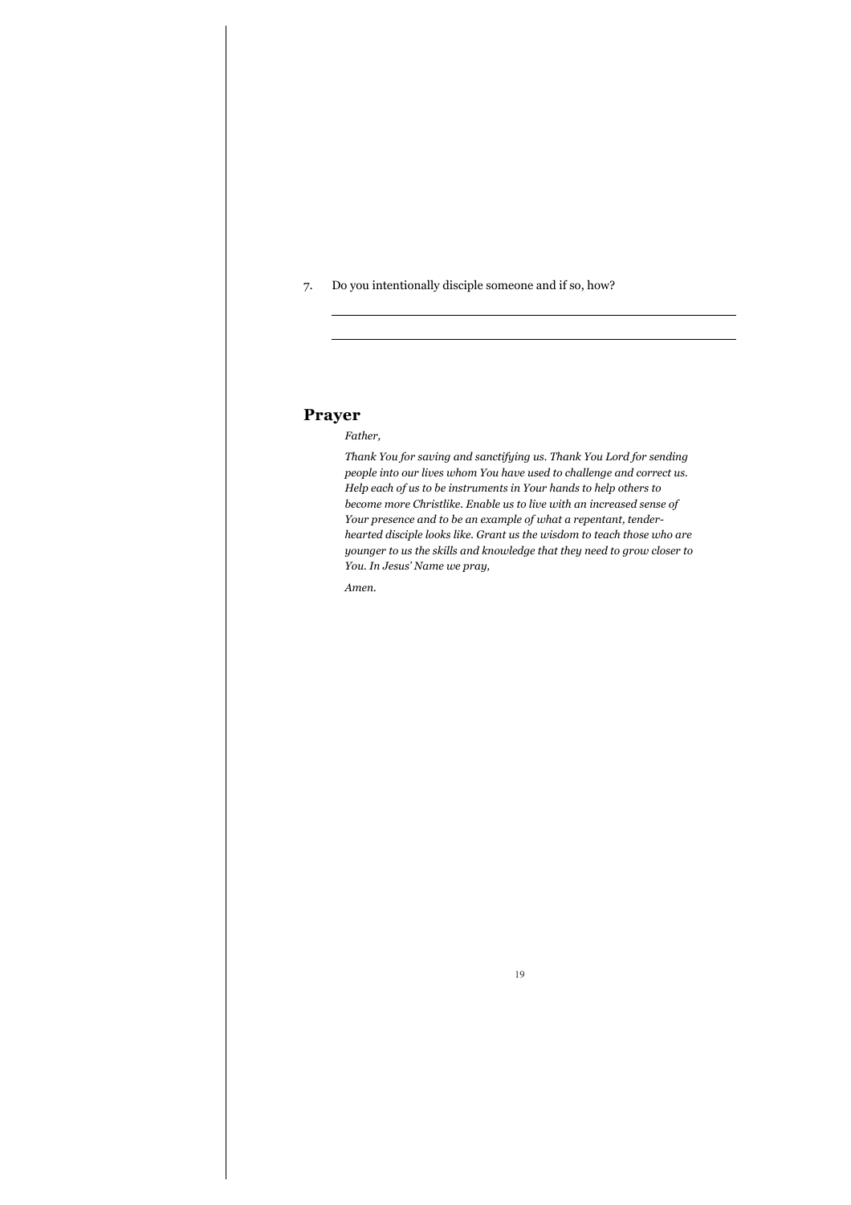7. Do you intentionally disciple someone and if so, how?

\_\_\_\_\_\_\_\_\_\_\_\_\_\_\_\_\_\_\_\_\_\_\_\_\_\_\_\_\_\_\_\_\_\_\_\_\_\_\_\_\_\_\_\_\_\_\_\_\_\_\_\_

\_\_\_\_\_\_\_\_\_\_\_\_\_\_\_\_\_\_\_\_\_\_\_\_\_\_\_\_\_\_\_\_\_\_\_\_\_\_\_\_\_\_\_\_\_\_\_\_\_\_\_\_

## Prayer

*Father,*

*Thank You for saving and sanctifying us. Thank You Lord for sending people into our lives whom You have used to challenge and correct us. Help each of us to be instruments in Your hands to help others to become more Christlike. Enable us to live with an increased sense of Your presence and to be an example of what a repentant, tender-hearted disciple looks like. Grant us the wisdom to teach those who are younger to us the skills and knowledge that they need to grow closer to You. In Jesus' Name we pray,*

*Amen.*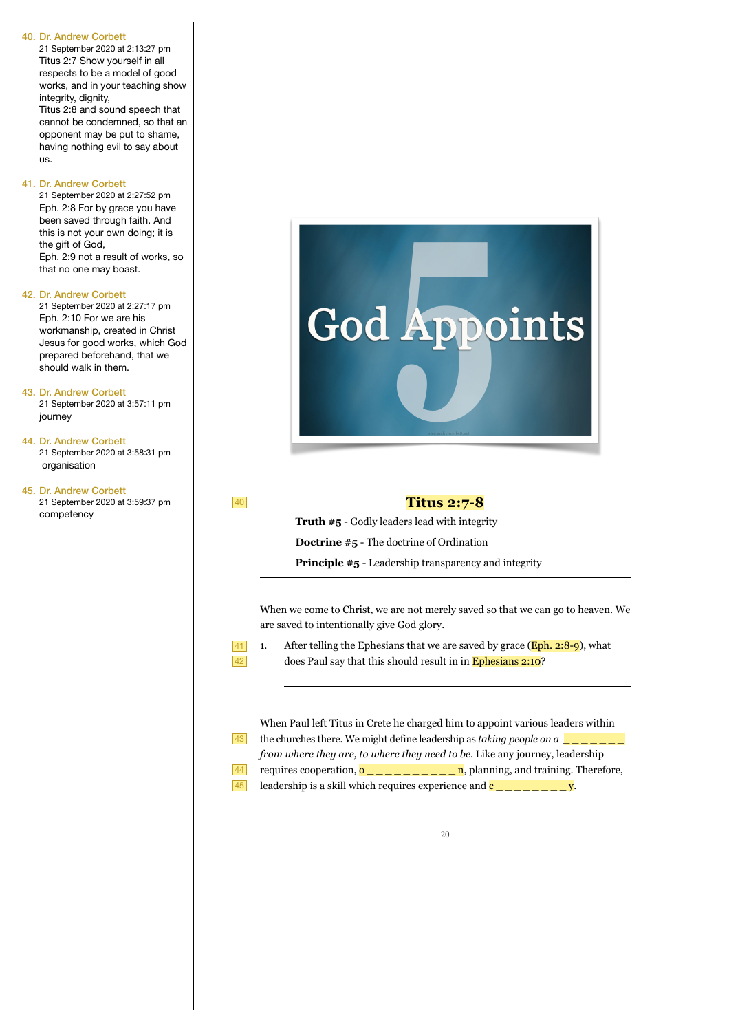God Appoints

# Titus 2:7-8

**Truth #5** - Godly leaders lead with integrity

**Doctrine #5** - The doctrine of Ordination

**Principle #5** - Leadership transparency and integrity

---

When we come to Christ, we are not merely saved so that we can go to heaven. We are saved to intentionally give God glory.

1. After telling the Ephesians that we are saved by grace (Eph. 2:8-9), what does Paul say that this should result in in Ephesians 2:10?

______________________________

When Paul left Titus in Crete he charged him to appoint various leaders within the churches there. We might define leadership as *taking people on a* _ _ _ _ _ _ _ *from where they are, to where they need to be*. Like any journey, leadership requires cooperation, o _ _ _ _ _ _ _ _ _ _ n, planning, and training. Therefore, leadership is a skill which requires experience and c _ _ _ _ _ _ _ _ y.

---

40. Dr. Andrew Corbett
21 September 2020 at 2:13:27 pm
Titus 2:7 Show yourself in all respects to be a model of good works, and in your teaching show integrity, dignity,
Titus 2:8 and sound speech that cannot be condemned, so that an opponent may be put to shame, having nothing evil to say about us.

41. Dr. Andrew Corbett
21 September 2020 at 2:27:52 pm
Eph. 2:8 For by grace you have been saved through faith. And this is not your own doing; it is the gift of God,
Eph. 2:9 not a result of works, so that no one may boast.

42. Dr. Andrew Corbett
21 September 2020 at 2:27:17 pm
Eph. 2:10 For we are his workmanship, created in Christ Jesus for good works, which God prepared beforehand, that we should walk in them.

43. Dr. Andrew Corbett
21 September 2020 at 3:57:11 pm
journey

44. Dr. Andrew Corbett
21 September 2020 at 3:58:31 pm
organisation

45. Dr. Andrew Corbett
21 September 2020 at 3:59:37 pm
competency